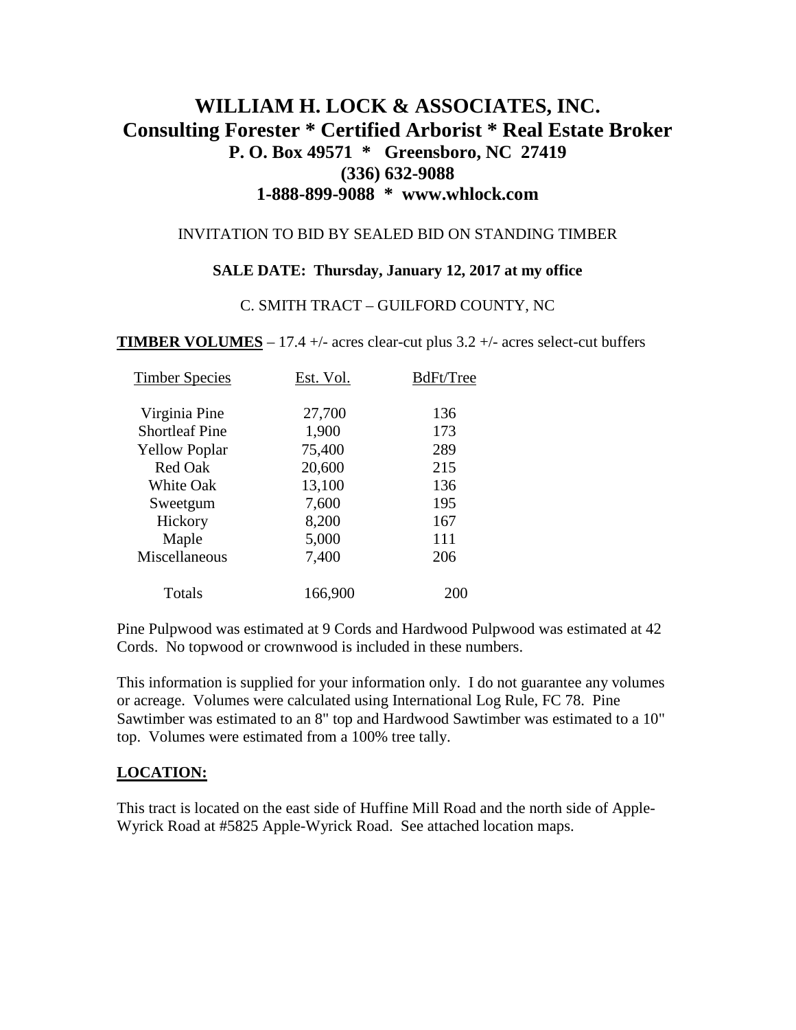# WILLIAM H. LOCK & ASSOCIATES, INC.
## Consulting Forester * Certified Arborist * Real Estate Broker
### P. O. Box 49571 * Greensboro, NC 27419
### (336) 632-9088
### 1-888-899-9088 * www.whlock.com

INVITATION TO BID BY SEALED BID ON STANDING TIMBER

**SALE DATE: Thursday, January 12, 2017 at my office**

C. SMITH TRACT – GUILFORD COUNTY, NC

**TIMBER VOLUMES** – 17.4 +/- acres clear-cut plus 3.2 +/- acres select-cut buffers

| Timber Species | Est. Vol. | BdFt/Tree |
|---|---|---|
| Virginia Pine | 27,700 | 136 |
| Shortleaf Pine | 1,900 | 173 |
| Yellow Poplar | 75,400 | 289 |
| Red Oak | 20,600 | 215 |
| White Oak | 13,100 | 136 |
| Sweetgum | 7,600 | 195 |
| Hickory | 8,200 | 167 |
| Maple | 5,000 | 111 |
| Miscellaneous | 7,400 | 206 |
| Totals | 166,900 | 200 |

Pine Pulpwood was estimated at 9 Cords and Hardwood Pulpwood was estimated at 42 Cords. No topwood or crownwood is included in these numbers.

This information is supplied for your information only. I do not guarantee any volumes or acreage. Volumes were calculated using International Log Rule, FC 78. Pine Sawtimber was estimated to an 8" top and Hardwood Sawtimber was estimated to a 10" top. Volumes were estimated from a 100% tree tally.

**LOCATION:**

This tract is located on the east side of Huffine Mill Road and the north side of Apple-Wyrick Road at #5825 Apple-Wyrick Road. See attached location maps.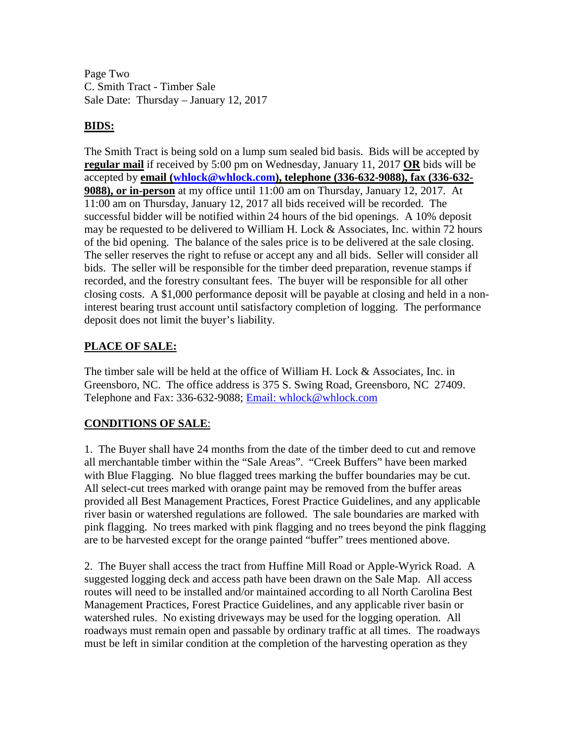Page Two
C. Smith Tract - Timber Sale
Sale Date: Thursday – January 12, 2017

## BIDS:

The Smith Tract is being sold on a lump sum sealed bid basis. Bids will be accepted by **regular mail** if received by 5:00 pm on Wednesday, January 11, 2017 **OR** bids will be accepted by **email (whlock@whlock.com), telephone (336-632-9088), fax (336-632-9088), or in-person** at my office until 11:00 am on Thursday, January 12, 2017. At 11:00 am on Thursday, January 12, 2017 all bids received will be recorded. The successful bidder will be notified within 24 hours of the bid openings. A 10% deposit may be requested to be delivered to William H. Lock & Associates, Inc. within 72 hours of the bid opening. The balance of the sales price is to be delivered at the sale closing. The seller reserves the right to refuse or accept any and all bids. Seller will consider all bids. The seller will be responsible for the timber deed preparation, revenue stamps if recorded, and the forestry consultant fees. The buyer will be responsible for all other closing costs. A $1,000 performance deposit will be payable at closing and held in a non-interest bearing trust account until satisfactory completion of logging. The performance deposit does not limit the buyer's liability.

## PLACE OF SALE:

The timber sale will be held at the office of William H. Lock & Associates, Inc. in Greensboro, NC. The office address is 375 S. Swing Road, Greensboro, NC 27409. Telephone and Fax: 336-632-9088; Email: whlock@whlock.com

## CONDITIONS OF SALE:

1. The Buyer shall have 24 months from the date of the timber deed to cut and remove all merchantable timber within the "Sale Areas". "Creek Buffers" have been marked with Blue Flagging. No blue flagged trees marking the buffer boundaries may be cut. All select-cut trees marked with orange paint may be removed from the buffer areas provided all Best Management Practices, Forest Practice Guidelines, and any applicable river basin or watershed regulations are followed. The sale boundaries are marked with pink flagging. No trees marked with pink flagging and no trees beyond the pink flagging are to be harvested except for the orange painted "buffer" trees mentioned above.

2. The Buyer shall access the tract from Huffine Mill Road or Apple-Wyrick Road. A suggested logging deck and access path have been drawn on the Sale Map. All access routes will need to be installed and/or maintained according to all North Carolina Best Management Practices, Forest Practice Guidelines, and any applicable river basin or watershed rules. No existing driveways may be used for the logging operation. All roadways must remain open and passable by ordinary traffic at all times. The roadways must be left in similar condition at the completion of the harvesting operation as they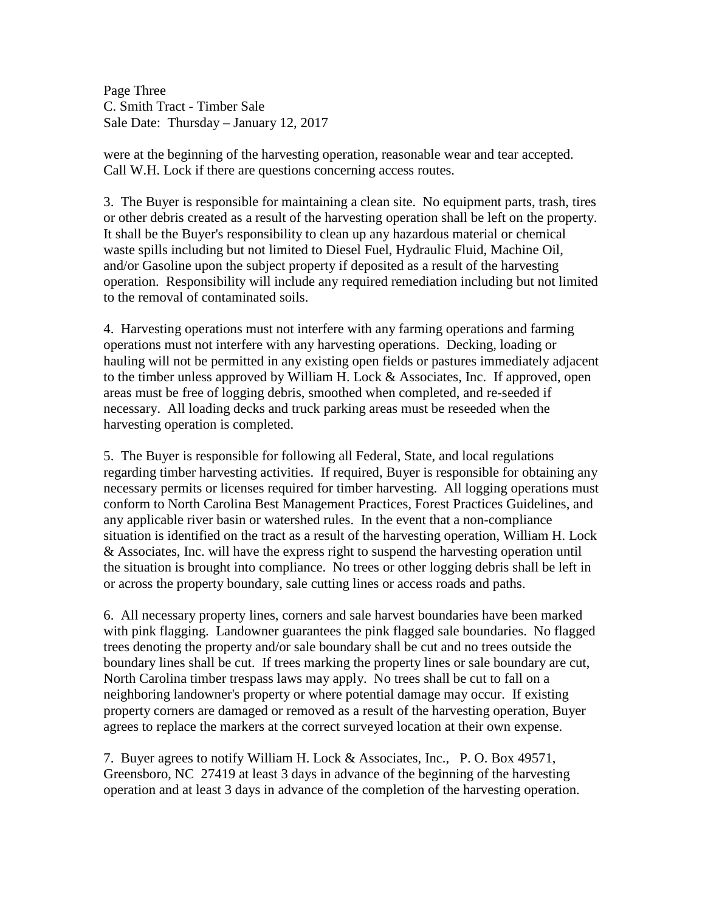were at the beginning of the harvesting operation, reasonable wear and tear accepted. Call W.H. Lock if there are questions concerning access routes.

3. The Buyer is responsible for maintaining a clean site. No equipment parts, trash, tires or other debris created as a result of the harvesting operation shall be left on the property. It shall be the Buyer's responsibility to clean up any hazardous material or chemical waste spills including but not limited to Diesel Fuel, Hydraulic Fluid, Machine Oil, and/or Gasoline upon the subject property if deposited as a result of the harvesting operation. Responsibility will include any required remediation including but not limited to the removal of contaminated soils.

4. Harvesting operations must not interfere with any farming operations and farming operations must not interfere with any harvesting operations. Decking, loading or hauling will not be permitted in any existing open fields or pastures immediately adjacent to the timber unless approved by William H. Lock & Associates, Inc. If approved, open areas must be free of logging debris, smoothed when completed, and re-seeded if necessary. All loading decks and truck parking areas must be reseeded when the harvesting operation is completed.

5. The Buyer is responsible for following all Federal, State, and local regulations regarding timber harvesting activities. If required, Buyer is responsible for obtaining any necessary permits or licenses required for timber harvesting. All logging operations must conform to North Carolina Best Management Practices, Forest Practices Guidelines, and any applicable river basin or watershed rules. In the event that a non-compliance situation is identified on the tract as a result of the harvesting operation, William H. Lock & Associates, Inc. will have the express right to suspend the harvesting operation until the situation is brought into compliance. No trees or other logging debris shall be left in or across the property boundary, sale cutting lines or access roads and paths.

6. All necessary property lines, corners and sale harvest boundaries have been marked with pink flagging. Landowner guarantees the pink flagged sale boundaries. No flagged trees denoting the property and/or sale boundary shall be cut and no trees outside the boundary lines shall be cut. If trees marking the property lines or sale boundary are cut, North Carolina timber trespass laws may apply. No trees shall be cut to fall on a neighboring landowner's property or where potential damage may occur. If existing property corners are damaged or removed as a result of the harvesting operation, Buyer agrees to replace the markers at the correct surveyed location at their own expense.

7. Buyer agrees to notify William H. Lock & Associates, Inc., P. O. Box 49571, Greensboro, NC 27419 at least 3 days in advance of the beginning of the harvesting operation and at least 3 days in advance of the completion of the harvesting operation.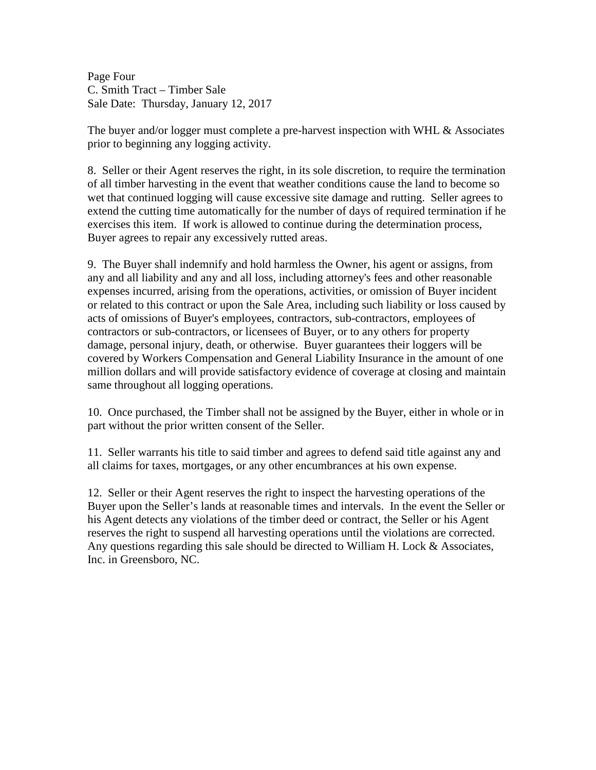The buyer and/or logger must complete a pre-harvest inspection with WHL & Associates prior to beginning any logging activity.

8. Seller or their Agent reserves the right, in its sole discretion, to require the termination of all timber harvesting in the event that weather conditions cause the land to become so wet that continued logging will cause excessive site damage and rutting. Seller agrees to extend the cutting time automatically for the number of days of required termination if he exercises this item. If work is allowed to continue during the determination process, Buyer agrees to repair any excessively rutted areas.

9. The Buyer shall indemnify and hold harmless the Owner, his agent or assigns, from any and all liability and any and all loss, including attorney's fees and other reasonable expenses incurred, arising from the operations, activities, or omission of Buyer incident or related to this contract or upon the Sale Area, including such liability or loss caused by acts of omissions of Buyer's employees, contractors, sub-contractors, employees of contractors or sub-contractors, or licensees of Buyer, or to any others for property damage, personal injury, death, or otherwise. Buyer guarantees their loggers will be covered by Workers Compensation and General Liability Insurance in the amount of one million dollars and will provide satisfactory evidence of coverage at closing and maintain same throughout all logging operations.

10. Once purchased, the Timber shall not be assigned by the Buyer, either in whole or in part without the prior written consent of the Seller.

11. Seller warrants his title to said timber and agrees to defend said title against any and all claims for taxes, mortgages, or any other encumbrances at his own expense.

12. Seller or their Agent reserves the right to inspect the harvesting operations of the Buyer upon the Seller's lands at reasonable times and intervals. In the event the Seller or his Agent detects any violations of the timber deed or contract, the Seller or his Agent reserves the right to suspend all harvesting operations until the violations are corrected. Any questions regarding this sale should be directed to William H. Lock & Associates, Inc. in Greensboro, NC.